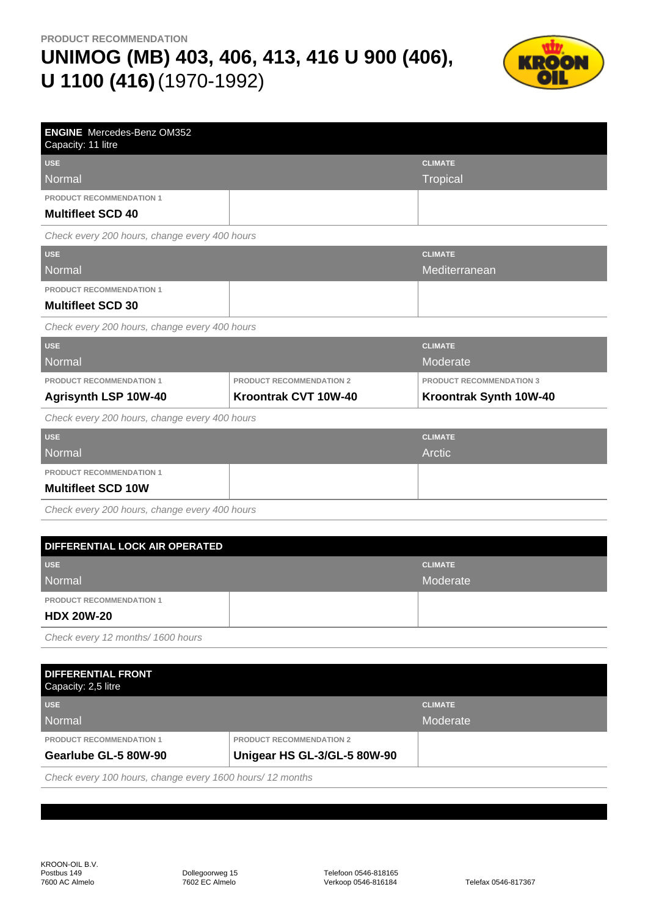PRODUCT RECOMMENDATION

# UNIMOG (MB) 403, 406, 413, 416 U 900 (406), U 1100 (416) (1970-1992)

## ENGINE Mercedes-Benz OM352

Capacity: 11 litre

| USE | | CLIMATE |
|---|---|---|
| Normal | | Tropical |
| **PRODUCT RECOMMENDATION 1** | | |
| **Multifleet SCD 40** | | |

*Check every 200 hours, change every 400 hours*

| USE | | CLIMATE |
|---|---|---|
| Normal | | Mediterranean |
| **PRODUCT RECOMMENDATION 1** | | |
| **Multifleet SCD 30** | | |

*Check every 200 hours, change every 400 hours*

| USE | | CLIMATE |
|---|---|---|
| Normal | | Moderate |
| **PRODUCT RECOMMENDATION 1** | **PRODUCT RECOMMENDATION 2** | **PRODUCT RECOMMENDATION 3** |
| **Agrisynth LSP 10W-40** | **Kroontrak CVT 10W-40** | **Kroontrak Synth 10W-40** |

*Check every 200 hours, change every 400 hours*

| USE | | CLIMATE |
|---|---|---|
| Normal | | Arctic |
| **PRODUCT RECOMMENDATION 1** | | |
| **Multifleet SCD 10W** | | |

*Check every 200 hours, change every 400 hours*

## DIFFERENTIAL LOCK AIR OPERATED

| USE | | CLIMATE |
|---|---|---|
| Normal | | Moderate |
| **PRODUCT RECOMMENDATION 1** | | |
| **HDX 20W-20** | | |

*Check every 12 months/ 1600 hours*

## DIFFERENTIAL FRONT

Capacity: 2,5 litre

| USE | | CLIMATE |
|---|---|---|
| Normal | | Moderate |
| **PRODUCT RECOMMENDATION 1** | **PRODUCT RECOMMENDATION 2** | |
| **Gearlube GL-5 80W-90** | **Unigear HS GL-3/GL-5 80W-90** | |

*Check every 100 hours, change every 1600 hours/ 12 months*

KROON-OIL B.V.
Postbus 149
7600 AC Almelo

Dollegoorweg 15
7602 EC Almelo

Telefoon 0546-818165
Verkoop 0546-816184

Telefax 0546-817367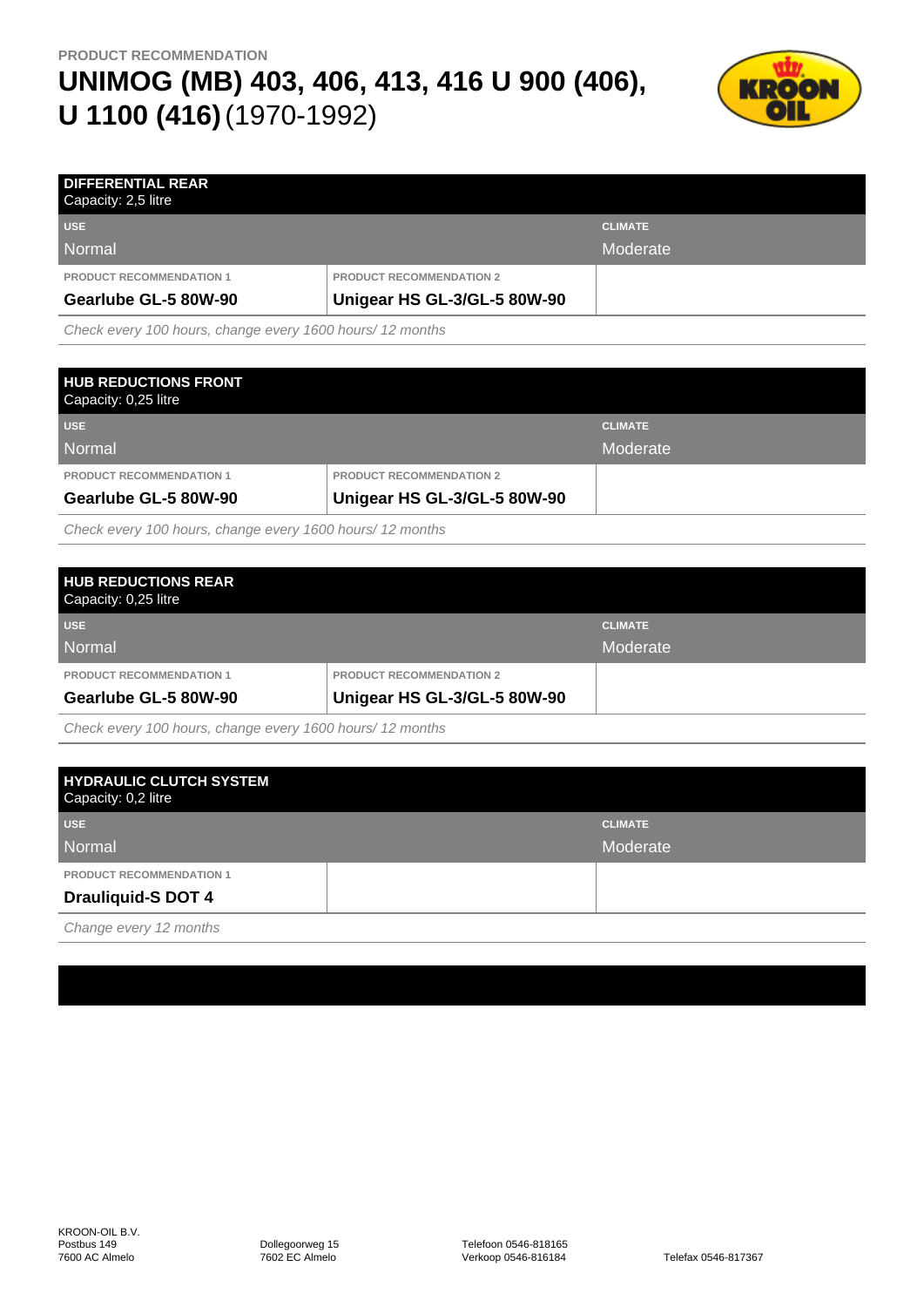PRODUCT RECOMMENDATION

# UNIMOG (MB) 403, 406, 413, 416 U 900 (406), U 1100 (416) (1970-1992)

## DIFFERENTIAL REAR

Capacity: 2,5 litre

| USE | | CLIMATE |
|---|---|---|
| Normal | | Moderate |
| PRODUCT RECOMMENDATION 1 | PRODUCT RECOMMENDATION 2 | |
| **Gearlube GL-5 80W-90** | **Unigear HS GL-3/GL-5 80W-90** | |

*Check every 100 hours, change every 1600 hours/ 12 months*

## HUB REDUCTIONS FRONT

Capacity: 0,25 litre

| USE | | CLIMATE |
|---|---|---|
| Normal | | Moderate |
| PRODUCT RECOMMENDATION 1 | PRODUCT RECOMMENDATION 2 | |
| **Gearlube GL-5 80W-90** | **Unigear HS GL-3/GL-5 80W-90** | |

*Check every 100 hours, change every 1600 hours/ 12 months*

## HUB REDUCTIONS REAR

Capacity: 0,25 litre

| USE | | CLIMATE |
|---|---|---|
| Normal | | Moderate |
| PRODUCT RECOMMENDATION 1 | PRODUCT RECOMMENDATION 2 | |
| **Gearlube GL-5 80W-90** | **Unigear HS GL-3/GL-5 80W-90** | |

*Check every 100 hours, change every 1600 hours/ 12 months*

## HYDRAULIC CLUTCH SYSTEM

Capacity: 0,2 litre

| USE | | CLIMATE |
|---|---|---|
| Normal | | Moderate |
| PRODUCT RECOMMENDATION 1 | | |
| **Drauliquid-S DOT 4** | | |

*Change every 12 months*

KROON-OIL B.V.
Postbus 149
7600 AC Almelo

Dollegoorweg 15
7602 EC Almelo

Telefoon 0546-818165
Verkoop 0546-816184

Telefax 0546-817367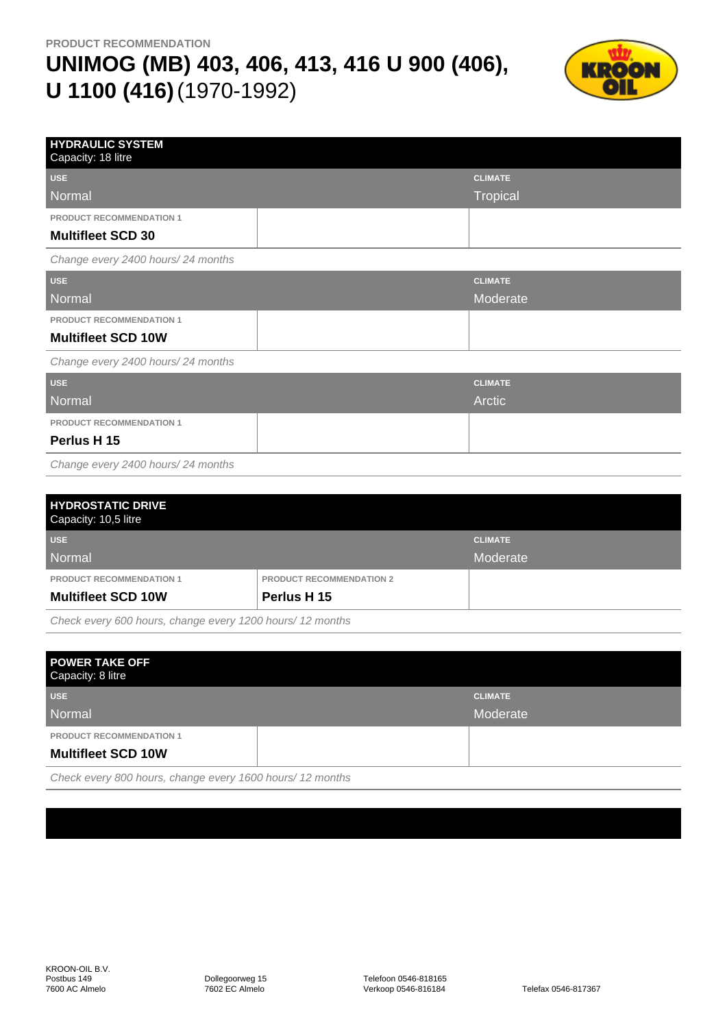PRODUCT RECOMMENDATION

# UNIMOG (MB) 403, 406, 413, 416 U 900 (406), U 1100 (416) (1970-1992)

## HYDRAULIC SYSTEM
Capacity: 18 litre

| USE | | CLIMATE |
|---|---|---|
| Normal | | Tropical |
| PRODUCT RECOMMENDATION 1 | | |
| **Multifleet SCD 30** | | |

*Change every 2400 hours/ 24 months*

| USE | | CLIMATE |
|---|---|---|
| Normal | | Moderate |
| PRODUCT RECOMMENDATION 1 | | |
| **Multifleet SCD 10W** | | |

*Change every 2400 hours/ 24 months*

| USE | | CLIMATE |
|---|---|---|
| Normal | | Arctic |
| PRODUCT RECOMMENDATION 1 | | |
| **Perlus H 15** | | |

*Change every 2400 hours/ 24 months*

## HYDROSTATIC DRIVE
Capacity: 10,5 litre

| USE | | CLIMATE |
|---|---|---|
| Normal | | Moderate |
| PRODUCT RECOMMENDATION 1 | PRODUCT RECOMMENDATION 2 | |
| **Multifleet SCD 10W** | **Perlus H 15** | |

*Check every 600 hours, change every 1200 hours/ 12 months*

## POWER TAKE OFF
Capacity: 8 litre

| USE | | CLIMATE |
|---|---|---|
| Normal | | Moderate |
| PRODUCT RECOMMENDATION 1 | | |
| **Multifleet SCD 10W** | | |

*Check every 800 hours, change every 1600 hours/ 12 months*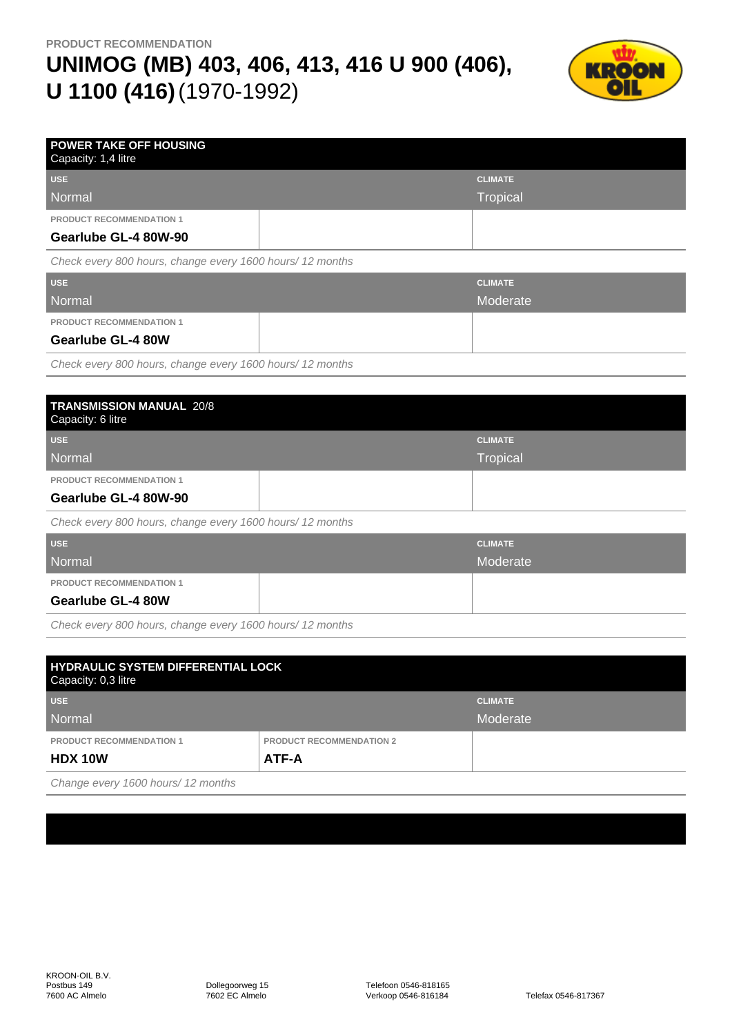PRODUCT RECOMMENDATION

# UNIMOG (MB) 403, 406, 413, 416 U 900 (406), U 1100 (416) (1970-1992)

## POWER TAKE OFF HOUSING
Capacity: 1,4 litre

| USE | CLIMATE |
|---|---|
| Normal | Tropical |

| PRODUCT RECOMMENDATION 1 | | |
|---|---|---|
| **Gearlube GL-4 80W-90** | | |

*Check every 800 hours, change every 1600 hours/ 12 months*

| USE | CLIMATE |
|---|---|
| Normal | Moderate |

| PRODUCT RECOMMENDATION 1 | | |
|---|---|---|
| **Gearlube GL-4 80W** | | |

*Check every 800 hours, change every 1600 hours/ 12 months*

## TRANSMISSION MANUAL 20/8
Capacity: 6 litre

| USE | CLIMATE |
|---|---|
| Normal | Tropical |

| PRODUCT RECOMMENDATION 1 | | |
|---|---|---|
| **Gearlube GL-4 80W-90** | | |

*Check every 800 hours, change every 1600 hours/ 12 months*

| USE | CLIMATE |
|---|---|
| Normal | Moderate |

| PRODUCT RECOMMENDATION 1 | | |
|---|---|---|
| **Gearlube GL-4 80W** | | |

*Check every 800 hours, change every 1600 hours/ 12 months*

## HYDRAULIC SYSTEM DIFFERENTIAL LOCK
Capacity: 0,3 litre

| USE | CLIMATE |
|---|---|
| Normal | Moderate |

| PRODUCT RECOMMENDATION 1 | PRODUCT RECOMMENDATION 2 | |
|---|---|---|
| **HDX 10W** | **ATF-A** | |

*Change every 1600 hours/ 12 months*

KROON-OIL B.V.
Postbus 149
7600 AC Almelo

Dollegoorweg 15
7602 EC Almelo

Telefoon 0546-818165
Verkoop 0546-816184

Telefax 0546-817367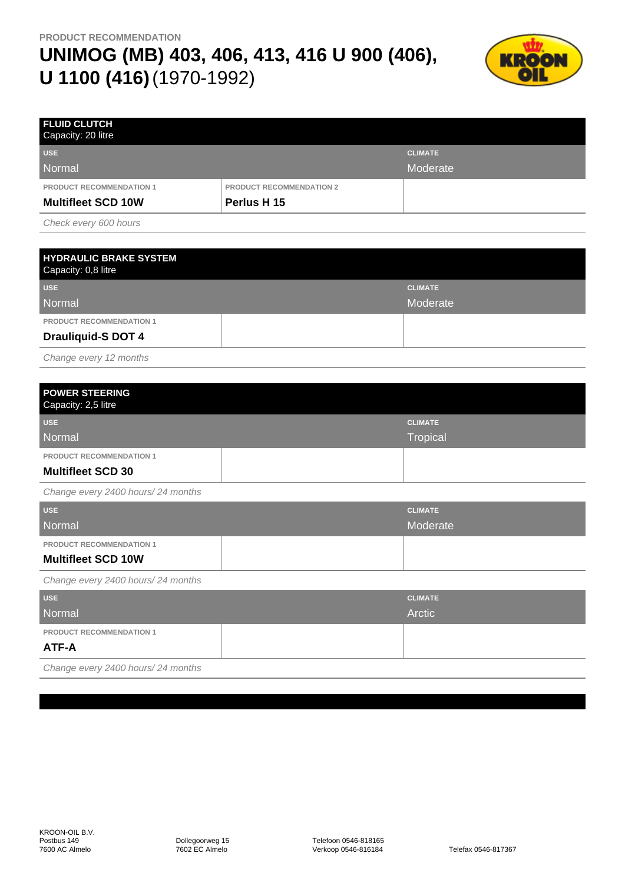PRODUCT RECOMMENDATION

# UNIMOG (MB) 403, 406, 413, 416 U 900 (406), U 1100 (416) (1970-1992)

## FLUID CLUTCH

Capacity: 20 litre

| USE | | CLIMATE |
|---|---|---|
| Normal | | Moderate |
| **PRODUCT RECOMMENDATION 1** | **PRODUCT RECOMMENDATION 2** | |
| **Multifleet SCD 10W** | **Perlus H 15** | |

*Check every 600 hours*

## HYDRAULIC BRAKE SYSTEM

Capacity: 0,8 litre

| USE | | CLIMATE |
|---|---|---|
| Normal | | Moderate |
| **PRODUCT RECOMMENDATION 1** | | |
| **Drauliquid-S DOT 4** | | |

*Change every 12 months*

## POWER STEERING

Capacity: 2,5 litre

| USE | | CLIMATE |
|---|---|---|
| Normal | | Tropical |
| **PRODUCT RECOMMENDATION 1** | | |
| **Multifleet SCD 30** | | |

*Change every 2400 hours/ 24 months*

| USE | | CLIMATE |
|---|---|---|
| Normal | | Moderate |
| **PRODUCT RECOMMENDATION 1** | | |
| **Multifleet SCD 10W** | | |

*Change every 2400 hours/ 24 months*

| USE | | CLIMATE |
|---|---|---|
| Normal | | Arctic |
| **PRODUCT RECOMMENDATION 1** | | |
| **ATF-A** | | |

*Change every 2400 hours/ 24 months*

KROON-OIL B.V.
Postbus 149
7600 AC Almelo

Dollegoorweg 15
7602 EC Almelo

Telefoon 0546-818165
Verkoop 0546-816184

Telefax 0546-817367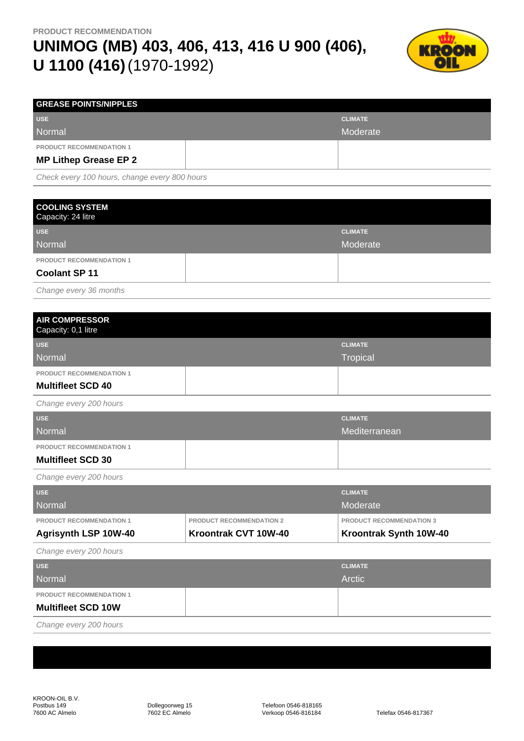PRODUCT RECOMMENDATION

# UNIMOG (MB) 403, 406, 413, 416 U 900 (406), U 1100 (416) (1970-1992)

## GREASE POINTS/NIPPLES

| USE | | CLIMATE |
| --- | --- | --- |
| Normal | | Moderate |
| PRODUCT RECOMMENDATION 1 | | |
| **MP Lithep Grease EP 2** | | |

*Check every 100 hours, change every 800 hours*

## COOLING SYSTEM

Capacity: 24 litre

| USE | | CLIMATE |
| --- | --- | --- |
| Normal | | Moderate |
| PRODUCT RECOMMENDATION 1 | | |
| **Coolant SP 11** | | |

*Change every 36 months*

## AIR COMPRESSOR

Capacity: 0,1 litre

| USE | | CLIMATE |
| --- | --- | --- |
| Normal | | Tropical |
| PRODUCT RECOMMENDATION 1 | | |
| **Multifleet SCD 40** | | |

*Change every 200 hours*

| USE | | CLIMATE |
| --- | --- | --- |
| Normal | | Mediterranean |
| PRODUCT RECOMMENDATION 1 | | |
| **Multifleet SCD 30** | | |

*Change every 200 hours*

| USE | | CLIMATE |
| --- | --- | --- |
| Normal | | Moderate |
| PRODUCT RECOMMENDATION 1 | PRODUCT RECOMMENDATION 2 | PRODUCT RECOMMENDATION 3 |
| **Agrisynth LSP 10W-40** | **Kroontrak CVT 10W-40** | **Kroontrak Synth 10W-40** |

*Change every 200 hours*

| USE | | CLIMATE |
| --- | --- | --- |
| Normal | | Arctic |
| PRODUCT RECOMMENDATION 1 | | |
| **Multifleet SCD 10W** | | |

*Change every 200 hours*

KROON-OIL B.V.
Postbus 149
7600 AC Almelo

Dollegoorweg 15
7602 EC Almelo

Telefoon 0546-818165
Verkoop 0546-816184

Telefax 0546-817367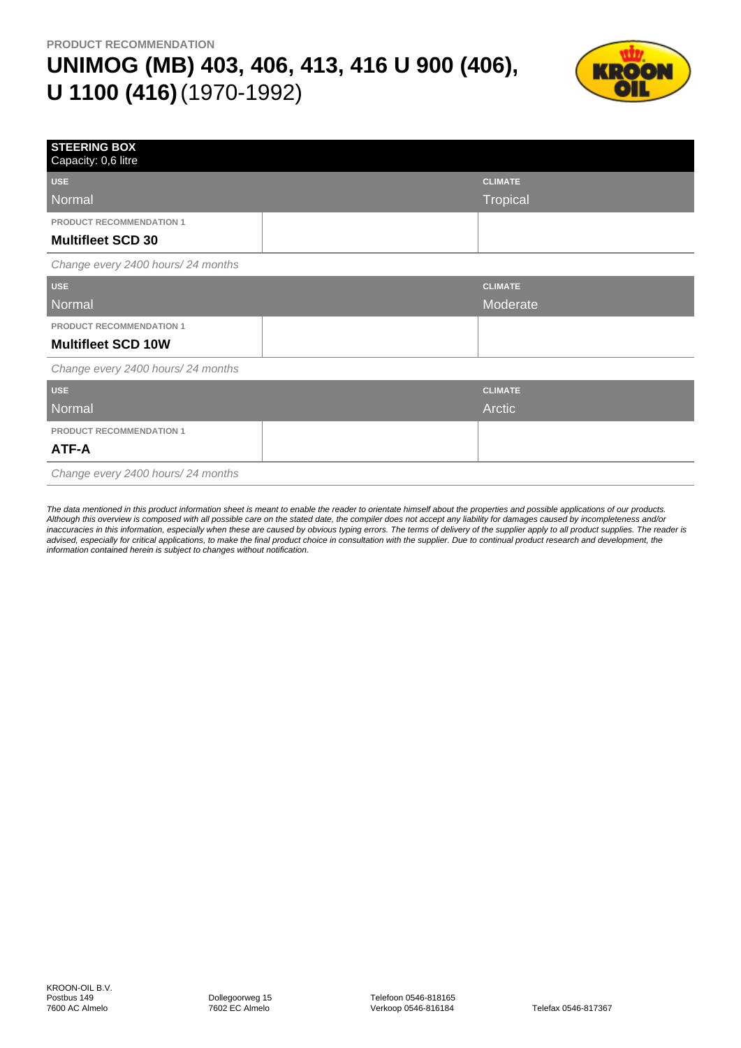PRODUCT RECOMMENDATION

# UNIMOG (MB) 403, 406, 413, 416 U 900 (406), U 1100 (416) (1970-1992)

## STEERING BOX
Capacity: 0,6 litre

| USE | | CLIMATE |
|---|---|---|
| Normal | | Tropical |
| PRODUCT RECOMMENDATION 1 **Multifleet SCD 30** | | |

*Change every 2400 hours/ 24 months*

| USE | | CLIMATE |
|---|---|---|
| Normal | | Moderate |
| PRODUCT RECOMMENDATION 1 **Multifleet SCD 10W** | | |

*Change every 2400 hours/ 24 months*

| USE | | CLIMATE |
|---|---|---|
| Normal | | Arctic |
| PRODUCT RECOMMENDATION 1 **ATF-A** | | |

*Change every 2400 hours/ 24 months*

*The data mentioned in this product information sheet is meant to enable the reader to orientate himself about the properties and possible applications of our products. Although this overview is composed with all possible care on the stated date, the compiler does not accept any liability for damages caused by incompleteness and/or inaccuracies in this information, especially when these are caused by obvious typing errors. The terms of delivery of the supplier apply to all product supplies. The reader is advised, especially for critical applications, to make the final product choice in consultation with the supplier. Due to continual product research and development, the information contained herein is subject to changes without notification.*

KROON-OIL B.V.
Postbus 149
7600 AC Almelo

Dollegoorweg 15
7602 EC Almelo

Telefoon 0546-818165
Verkoop 0546-816184

Telefax 0546-817367